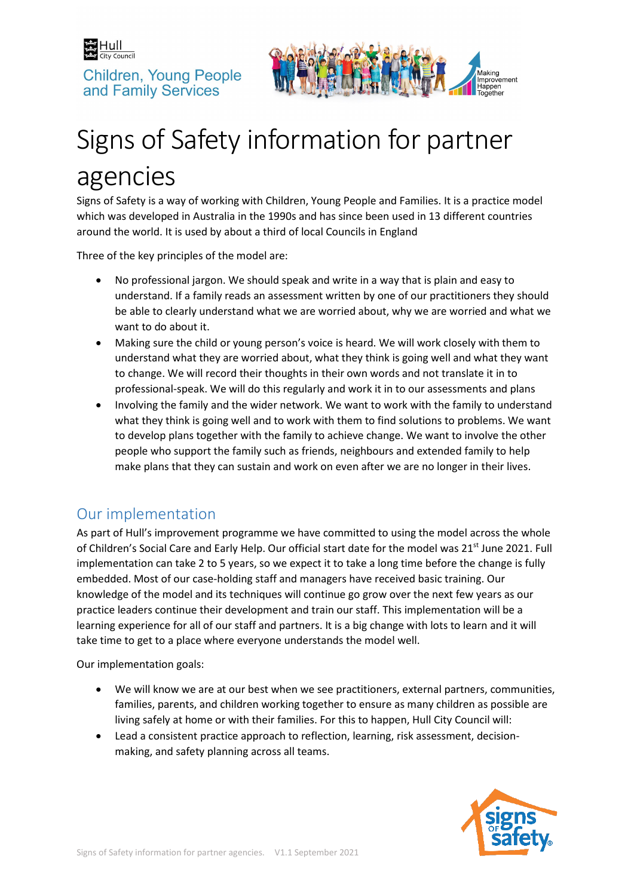Hull City Council

Children, Young People and Family Services

# Signs of Safety information for partner agencies

Signs of Safety is a way of working with Children, Young People and Families. It is a practice model which was developed in Australia in the 1990s and has since been used in 13 different countries around the world. It is used by about a third of local Councils in England

Three of the key principles of the model are:

- No professional jargon. We should speak and write in a way that is plain and easy to understand. If a family reads an assessment written by one of our practitioners they should be able to clearly understand what we are worried about, why we are worried and what we want to do about it.
- Making sure the child or young person's voice is heard. We will work closely with them to understand what they are worried about, what they think is going well and what they want to change. We will record their thoughts in their own words and not translate it in to professional-speak. We will do this regularly and work it in to our assessments and plans
- Involving the family and the wider network. We want to work with the family to understand what they think is going well and to work with them to find solutions to problems. We want to develop plans together with the family to achieve change. We want to involve the other people who support the family such as friends, neighbours and extended family to help make plans that they can sustain and work on even after we are no longer in their lives.

## Our implementation

As part of Hull's improvement programme we have committed to using the model across the whole of Children's Social Care and Early Help. Our official start date for the model was 21st June 2021. Full implementation can take 2 to 5 years, so we expect it to take a long time before the change is fully embedded. Most of our case-holding staff and managers have received basic training. Our knowledge of the model and its techniques will continue go grow over the next few years as our practice leaders continue their development and train our staff. This implementation will be a learning experience for all of our staff and partners. It is a big change with lots to learn and it will take time to get to a place where everyone understands the model well.

Our implementation goals:

- We will know we are at our best when we see practitioners, external partners, communities, families, parents, and children working together to ensure as many children as possible are living safely at home or with their families. For this to happen, Hull City Council will:
- Lead a consistent practice approach to reflection, learning, risk assessment, decision-making, and safety planning across all teams.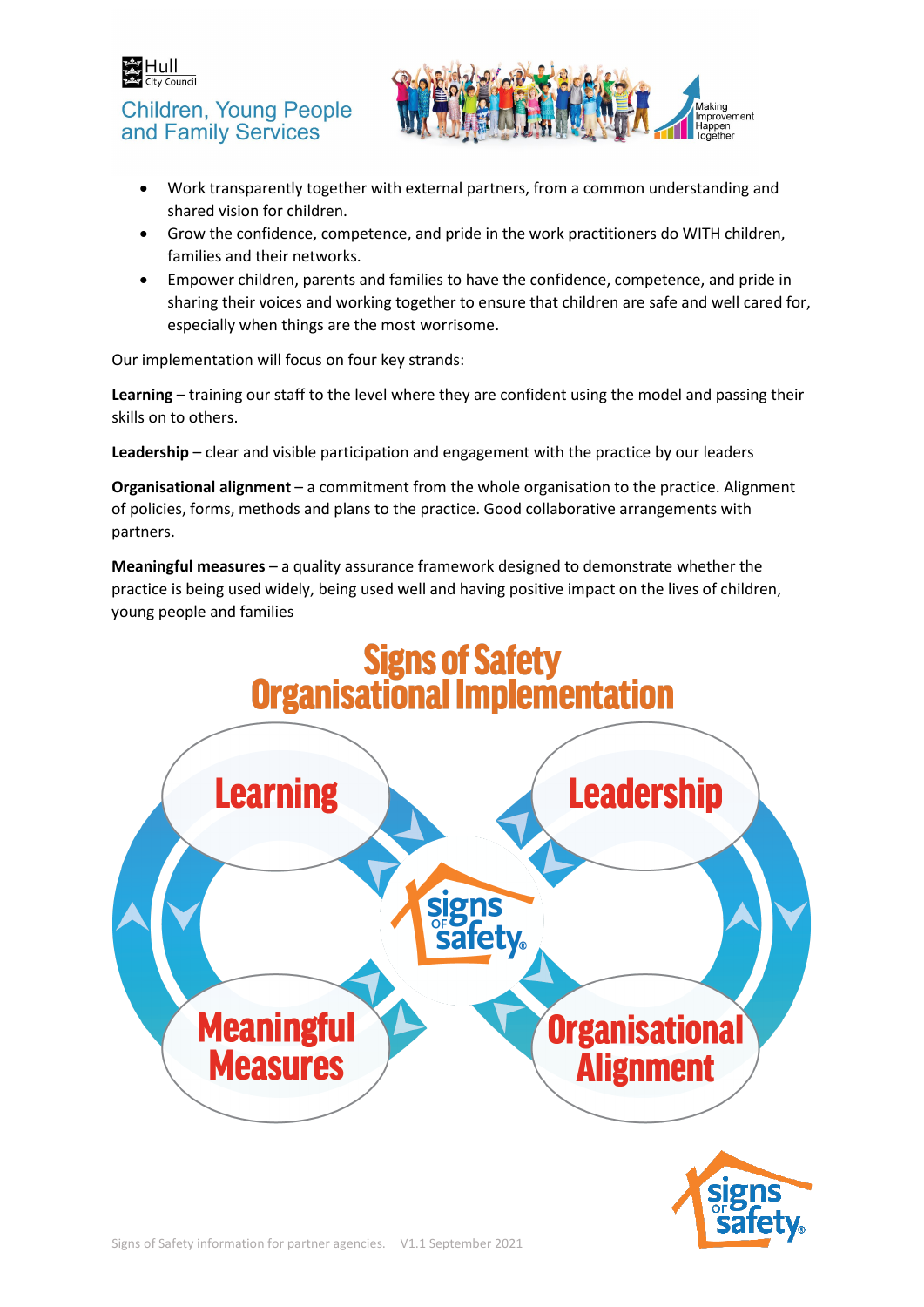- Work transparently together with external partners, from a common understanding and shared vision for children.
- Grow the confidence, competence, and pride in the work practitioners do WITH children, families and their networks.
- Empower children, parents and families to have the confidence, competence, and pride in sharing their voices and working together to ensure that children are safe and well cared for, especially when things are the most worrisome.

Our implementation will focus on four key strands:

**Learning** – training our staff to the level where they are confident using the model and passing their skills on to others.

**Leadership** – clear and visible participation and engagement with the practice by our leaders

**Organisational alignment** – a commitment from the whole organisation to the practice. Alignment of policies, forms, methods and plans to the practice. Good collaborative arrangements with partners.

**Meaningful measures** – a quality assurance framework designed to demonstrate whether the practice is being used widely, being used well and having positive impact on the lives of children, young people and families

## Signs of Safety Organisational Implementation

Learning

Leadership

Meaningful Measures

Organisational Alignment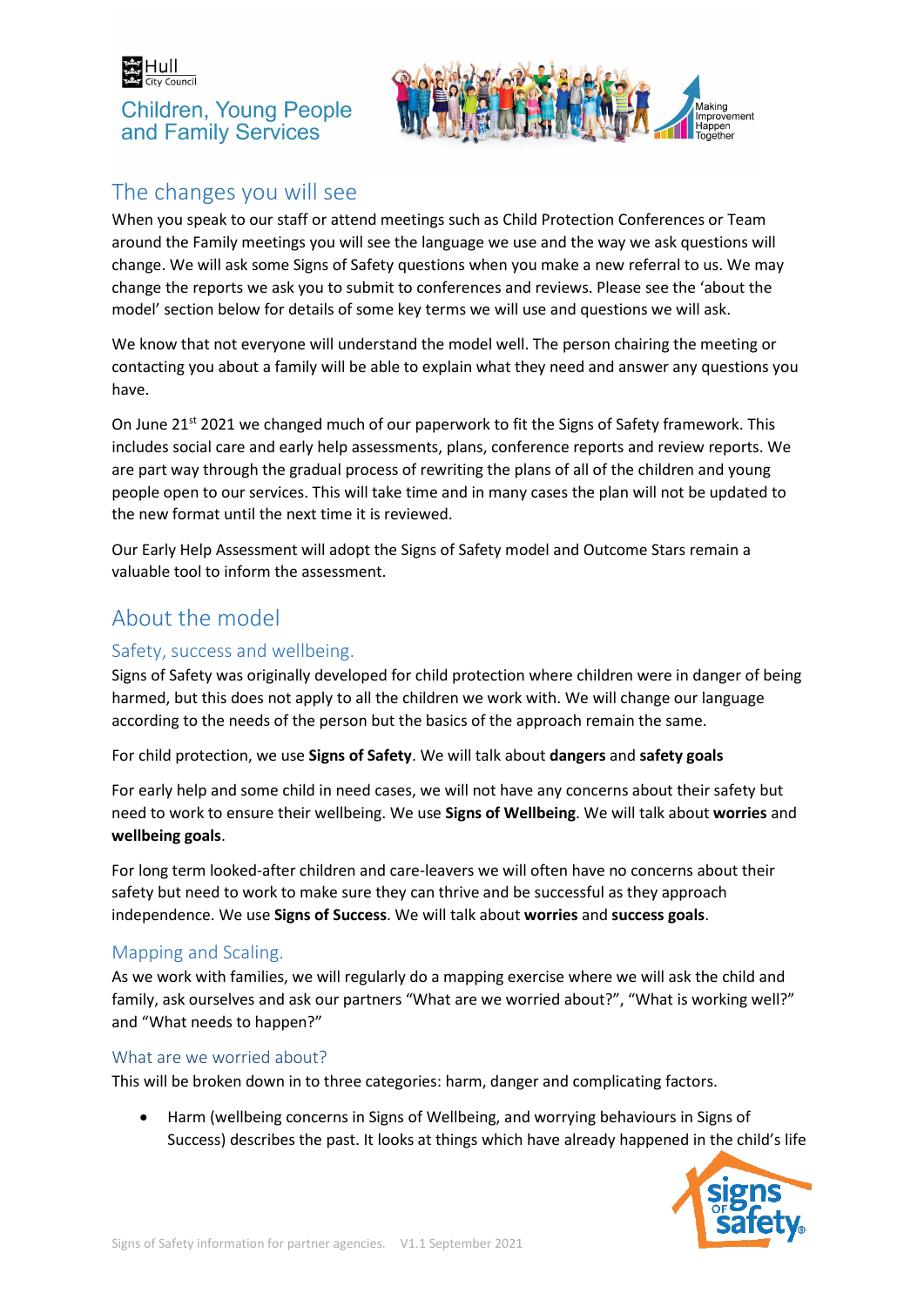Hull City Council

Children, Young People and Family Services

Making Improvement Happen Together

## The changes you will see

When you speak to our staff or attend meetings such as Child Protection Conferences or Team around the Family meetings you will see the language we use and the way we ask questions will change. We will ask some Signs of Safety questions when you make a new referral to us. We may change the reports we ask you to submit to conferences and reviews. Please see the 'about the model' section below for details of some key terms we will use and questions we will ask.

We know that not everyone will understand the model well. The person chairing the meeting or contacting you about a family will be able to explain what they need and answer any questions you have.

On June 21st 2021 we changed much of our paperwork to fit the Signs of Safety framework. This includes social care and early help assessments, plans, conference reports and review reports. We are part way through the gradual process of rewriting the plans of all of the children and young people open to our services. This will take time and in many cases the plan will not be updated to the new format until the next time it is reviewed.

Our Early Help Assessment will adopt the Signs of Safety model and Outcome Stars remain a valuable tool to inform the assessment.

## About the model

### Safety, success and wellbeing.

Signs of Safety was originally developed for child protection where children were in danger of being harmed, but this does not apply to all the children we work with. We will change our language according to the needs of the person but the basics of the approach remain the same.

For child protection, we use **Signs of Safety**. We will talk about **dangers** and **safety goals**

For early help and some child in need cases, we will not have any concerns about their safety but need to work to ensure their wellbeing. We use **Signs of Wellbeing**. We will talk about **worries** and **wellbeing goals**.

For long term looked-after children and care-leavers we will often have no concerns about their safety but need to work to make sure they can thrive and be successful as they approach independence. We use **Signs of Success**. We will talk about **worries** and **success goals**.

### Mapping and Scaling.

As we work with families, we will regularly do a mapping exercise where we will ask the child and family, ask ourselves and ask our partners "What are we worried about?", "What is working well?" and "What needs to happen?"

#### What are we worried about?

This will be broken down in to three categories: harm, danger and complicating factors.

- Harm (wellbeing concerns in Signs of Wellbeing, and worrying behaviours in Signs of Success) describes the past. It looks at things which have already happened in the child's life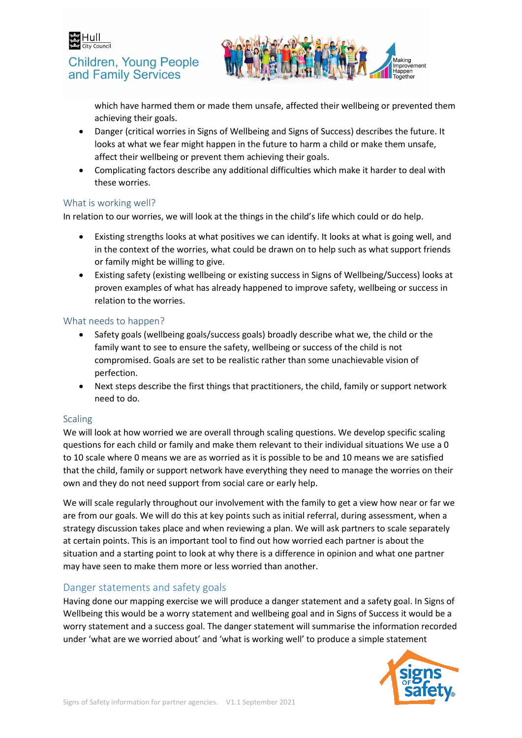which have harmed them or made them unsafe, affected their wellbeing or prevented them achieving their goals.

- Danger (critical worries in Signs of Wellbeing and Signs of Success) describes the future. It looks at what we fear might happen in the future to harm a child or make them unsafe, affect their wellbeing or prevent them achieving their goals.
- Complicating factors describe any additional difficulties which make it harder to deal with these worries.

## What is working well?

In relation to our worries, we will look at the things in the child's life which could or do help.

- Existing strengths looks at what positives we can identify. It looks at what is going well, and in the context of the worries, what could be drawn on to help such as what support friends or family might be willing to give.
- Existing safety (existing wellbeing or existing success in Signs of Wellbeing/Success) looks at proven examples of what has already happened to improve safety, wellbeing or success in relation to the worries.

## What needs to happen?

- Safety goals (wellbeing goals/success goals) broadly describe what we, the child or the family want to see to ensure the safety, wellbeing or success of the child is not compromised. Goals are set to be realistic rather than some unachievable vision of perfection.
- Next steps describe the first things that practitioners, the child, family or support network need to do.

## Scaling

We will look at how worried we are overall through scaling questions. We develop specific scaling questions for each child or family and make them relevant to their individual situations We use a 0 to 10 scale where 0 means we are as worried as it is possible to be and 10 means we are satisfied that the child, family or support network have everything they need to manage the worries on their own and they do not need support from social care or early help.

We will scale regularly throughout our involvement with the family to get a view how near or far we are from our goals. We will do this at key points such as initial referral, during assessment, when a strategy discussion takes place and when reviewing a plan. We will ask partners to scale separately at certain points. This is an important tool to find out how worried each partner is about the situation and a starting point to look at why there is a difference in opinion and what one partner may have seen to make them more or less worried than another.

## Danger statements and safety goals

Having done our mapping exercise we will produce a danger statement and a safety goal. In Signs of Wellbeing this would be a worry statement and wellbeing goal and in Signs of Success it would be a worry statement and a success goal. The danger statement will summarise the information recorded under 'what are we worried about' and 'what is working well' to produce a simple statement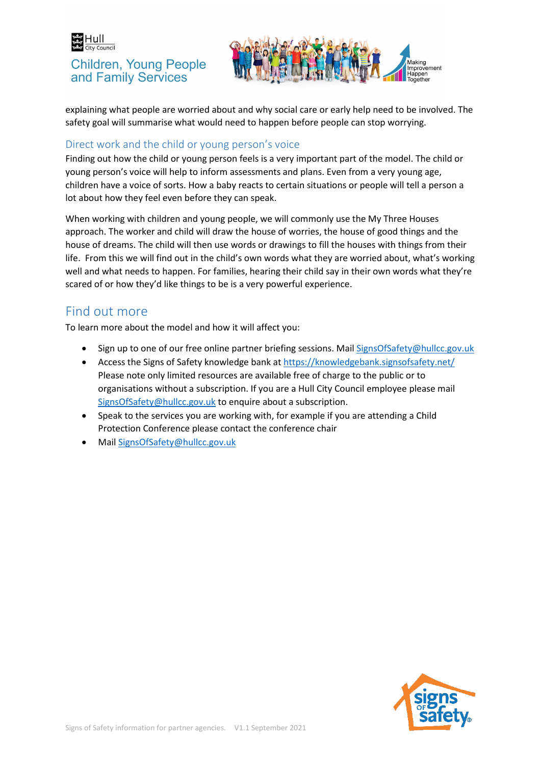explaining what people are worried about and why social care or early help need to be involved. The safety goal will summarise what would need to happen before people can stop worrying.

### Direct work and the child or young person's voice

Finding out how the child or young person feels is a very important part of the model. The child or young person's voice will help to inform assessments and plans. Even from a very young age, children have a voice of sorts. How a baby reacts to certain situations or people will tell a person a lot about how they feel even before they can speak.

When working with children and young people, we will commonly use the My Three Houses approach. The worker and child will draw the house of worries, the house of good things and the house of dreams. The child will then use words or drawings to fill the houses with things from their life. From this we will find out in the child's own words what they are worried about, what's working well and what needs to happen. For families, hearing their child say in their own words what they're scared of or how they'd like things to be is a very powerful experience.

## Find out more

To learn more about the model and how it will affect you:

- Sign up to one of our free online partner briefing sessions. Mail SignsOfSafety@hullcc.gov.uk
- Access the Signs of Safety knowledge bank at https://knowledgebank.signsofsafety.net/ Please note only limited resources are available free of charge to the public or to organisations without a subscription. If you are a Hull City Council employee please mail SignsOfSafety@hullcc.gov.uk to enquire about a subscription.
- Speak to the services you are working with, for example if you are attending a Child Protection Conference please contact the conference chair
- Mail SignsOfSafety@hullcc.gov.uk